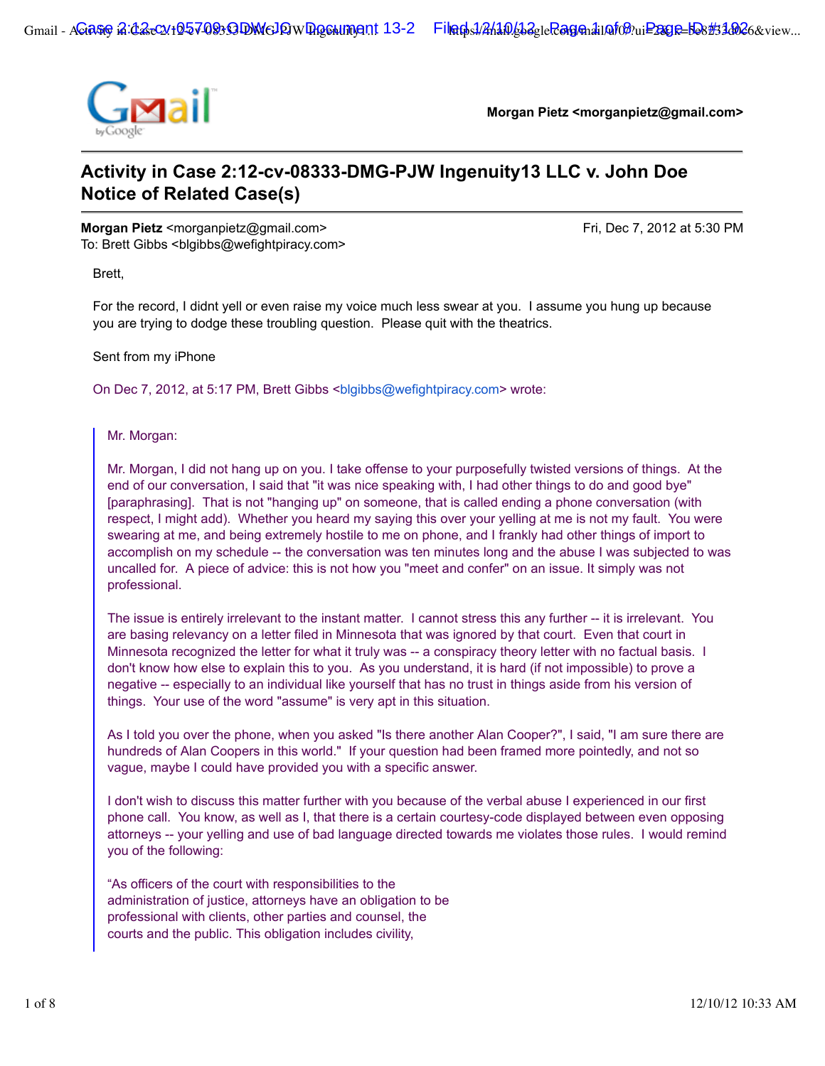**Morgan Pietz <morganpietz@gmail.com>**

# Activity in Case 2:12-cv-08333-DMG-PJW Ingenuity13 LLC v. John Doe Notice of Related Case(s)

**Morgan Pietz** <morganpietz@gmail.com> — Fri, Dec 7, 2012 at 5:30 PM
To: Brett Gibbs <blgibbs@wefightpiracy.com>

Brett,

For the record, I didnt yell or even raise my voice much less swear at you. I assume you hung up because you are trying to dodge these troubling question. Please quit with the theatrics.

Sent from my iPhone

On Dec 7, 2012, at 5:17 PM, Brett Gibbs <blgibbs@wefightpiracy.com> wrote:

> Mr. Morgan:
>
> Mr. Morgan, I did not hang up on you. I take offense to your purposefully twisted versions of things. At the end of our conversation, I said that "it was nice speaking with, I had other things to do and good bye" [paraphrasing]. That is not "hanging up" on someone, that is called ending a phone conversation (with respect, I might add). Whether you heard my saying this over your yelling at me is not my fault. You were swearing at me, and being extremely hostile to me on phone, and I frankly had other things of import to accomplish on my schedule -- the conversation was ten minutes long and the abuse I was subjected to was uncalled for. A piece of advice: this is not how you "meet and confer" on an issue. It simply was not professional.
>
> The issue is entirely irrelevant to the instant matter. I cannot stress this any further -- it is irrelevant. You are basing relevancy on a letter filed in Minnesota that was ignored by that court. Even that court in Minnesota recognized the letter for what it truly was -- a conspiracy theory letter with no factual basis. I don't know how else to explain this to you. As you understand, it is hard (if not impossible) to prove a negative -- especially to an individual like yourself that has no trust in things aside from his version of things. Your use of the word "assume" is very apt in this situation.
>
> As I told you over the phone, when you asked "Is there another Alan Cooper?", I said, "I am sure there are hundreds of Alan Coopers in this world." If your question had been framed more pointedly, and not so vague, maybe I could have provided you with a specific answer.
>
> I don't wish to discuss this matter further with you because of the verbal abuse I experienced in our first phone call. You know, as well as I, that there is a certain courtesy-code displayed between even opposing attorneys -- your yelling and use of bad language directed towards me violates those rules. I would remind you of the following:
>
> "As officers of the court with responsibilities to the
> administration of justice, attorneys have an obligation to be
> professional with clients, other parties and counsel, the
> courts and the public. This obligation includes civility,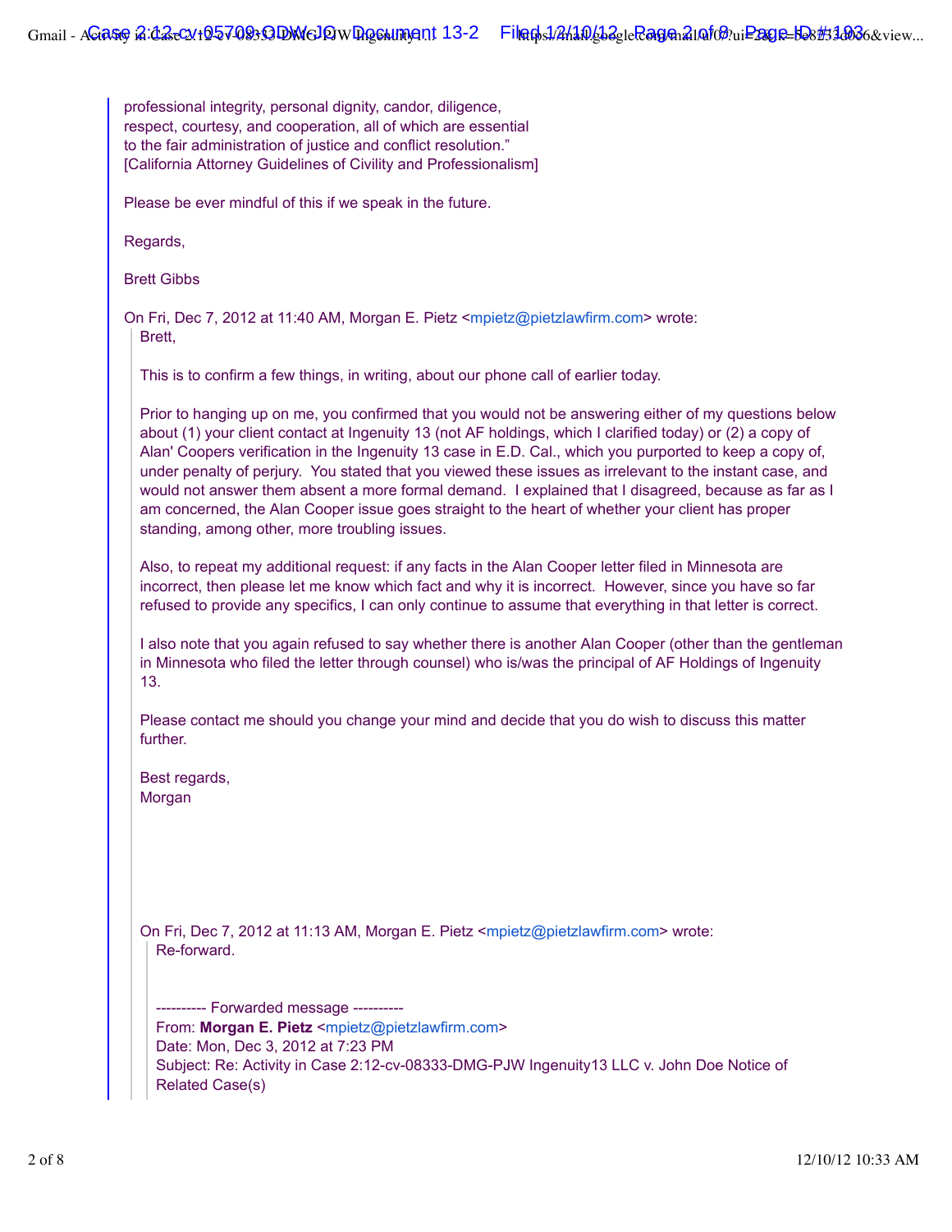professional integrity, personal dignity, candor, diligence, respect, courtesy, and cooperation, all of which are essential to the fair administration of justice and conflict resolution."
[California Attorney Guidelines of Civility and Professionalism]

Please be ever mindful of this if we speak in the future.

Regards,

Brett Gibbs

On Fri, Dec 7, 2012 at 11:40 AM, Morgan E. Pietz <mpietz@pietzlawfirm.com> wrote:

> Brett,
>
> This is to confirm a few things, in writing, about our phone call of earlier today.
>
> Prior to hanging up on me, you confirmed that you would not be answering either of my questions below about (1) your client contact at Ingenuity 13 (not AF holdings, which I clarified today) or (2) a copy of Alan' Coopers verification in the Ingenuity 13 case in E.D. Cal., which you purported to keep a copy of, under penalty of perjury. You stated that you viewed these issues as irrelevant to the instant case, and would not answer them absent a more formal demand. I explained that I disagreed, because as far as I am concerned, the Alan Cooper issue goes straight to the heart of whether your client has proper standing, among other, more troubling issues.
>
> Also, to repeat my additional request: if any facts in the Alan Cooper letter filed in Minnesota are incorrect, then please let me know which fact and why it is incorrect. However, since you have so far refused to provide any specifics, I can only continue to assume that everything in that letter is correct.
>
> I also note that you again refused to say whether there is another Alan Cooper (other than the gentleman in Minnesota who filed the letter through counsel) who is/was the principal of AF Holdings of Ingenuity 13.
>
> Please contact me should you change your mind and decide that you do wish to discuss this matter further.
>
> Best regards,
> Morgan
>
> On Fri, Dec 7, 2012 at 11:13 AM, Morgan E. Pietz <mpietz@pietzlawfirm.com> wrote:
>
>> Re-forward.
>>
>> ---------- Forwarded message ----------
>> From: **Morgan E. Pietz** <mpietz@pietzlawfirm.com>
>> Date: Mon, Dec 3, 2012 at 7:23 PM
>> Subject: Re: Activity in Case 2:12-cv-08333-DMG-PJW Ingenuity13 LLC v. John Doe Notice of Related Case(s)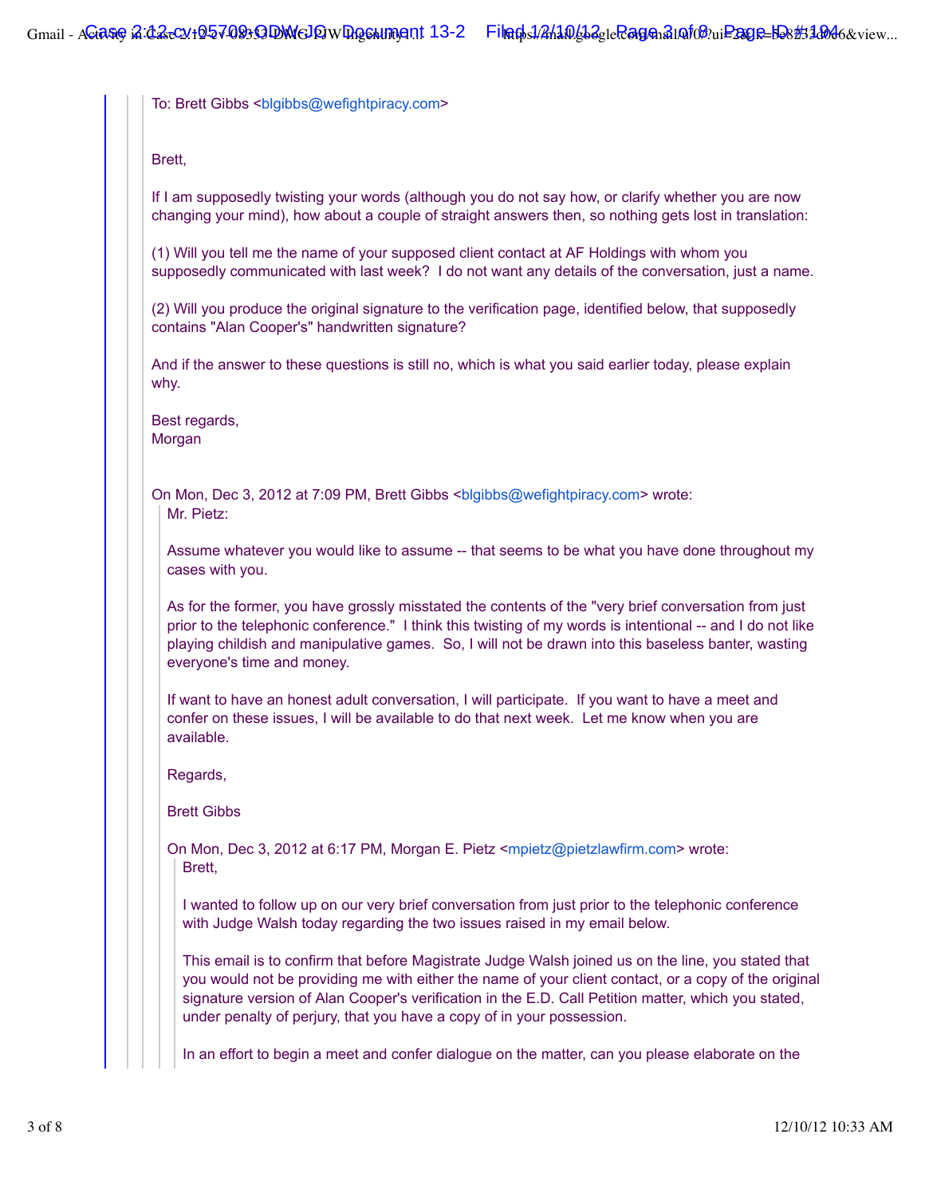To: Brett Gibbs <blgibbs@wefightpiracy.com>

Brett,

If I am supposedly twisting your words (although you do not say how, or clarify whether you are now changing your mind), how about a couple of straight answers then, so nothing gets lost in translation:

(1) Will you tell me the name of your supposed client contact at AF Holdings with whom you supposedly communicated with last week? I do not want any details of the conversation, just a name.

(2) Will you produce the original signature to the verification page, identified below, that supposedly contains "Alan Cooper's" handwritten signature?

And if the answer to these questions is still no, which is what you said earlier today, please explain why.

Best regards,
Morgan

On Mon, Dec 3, 2012 at 7:09 PM, Brett Gibbs <blgibbs@wefightpiracy.com> wrote:

> Mr. Pietz:
>
> Assume whatever you would like to assume -- that seems to be what you have done throughout my cases with you.
>
> As for the former, you have grossly misstated the contents of the "very brief conversation from just prior to the telephonic conference." I think this twisting of my words is intentional -- and I do not like playing childish and manipulative games. So, I will not be drawn into this baseless banter, wasting everyone's time and money.
>
> If want to have an honest adult conversation, I will participate. If you want to have a meet and confer on these issues, I will be available to do that next week. Let me know when you are available.
>
> Regards,
>
> Brett Gibbs
>
> On Mon, Dec 3, 2012 at 6:17 PM, Morgan E. Pietz <mpietz@pietzlawfirm.com> wrote:
>
>> Brett,
>>
>> I wanted to follow up on our very brief conversation from just prior to the telephonic conference with Judge Walsh today regarding the two issues raised in my email below.
>>
>> This email is to confirm that before Magistrate Judge Walsh joined us on the line, you stated that you would not be providing me with either the name of your client contact, or a copy of the original signature version of Alan Cooper's verification in the E.D. Call Petition matter, which you stated, under penalty of perjury, that you have a copy of in your possession.
>>
>> In an effort to begin a meet and confer dialogue on the matter, can you please elaborate on the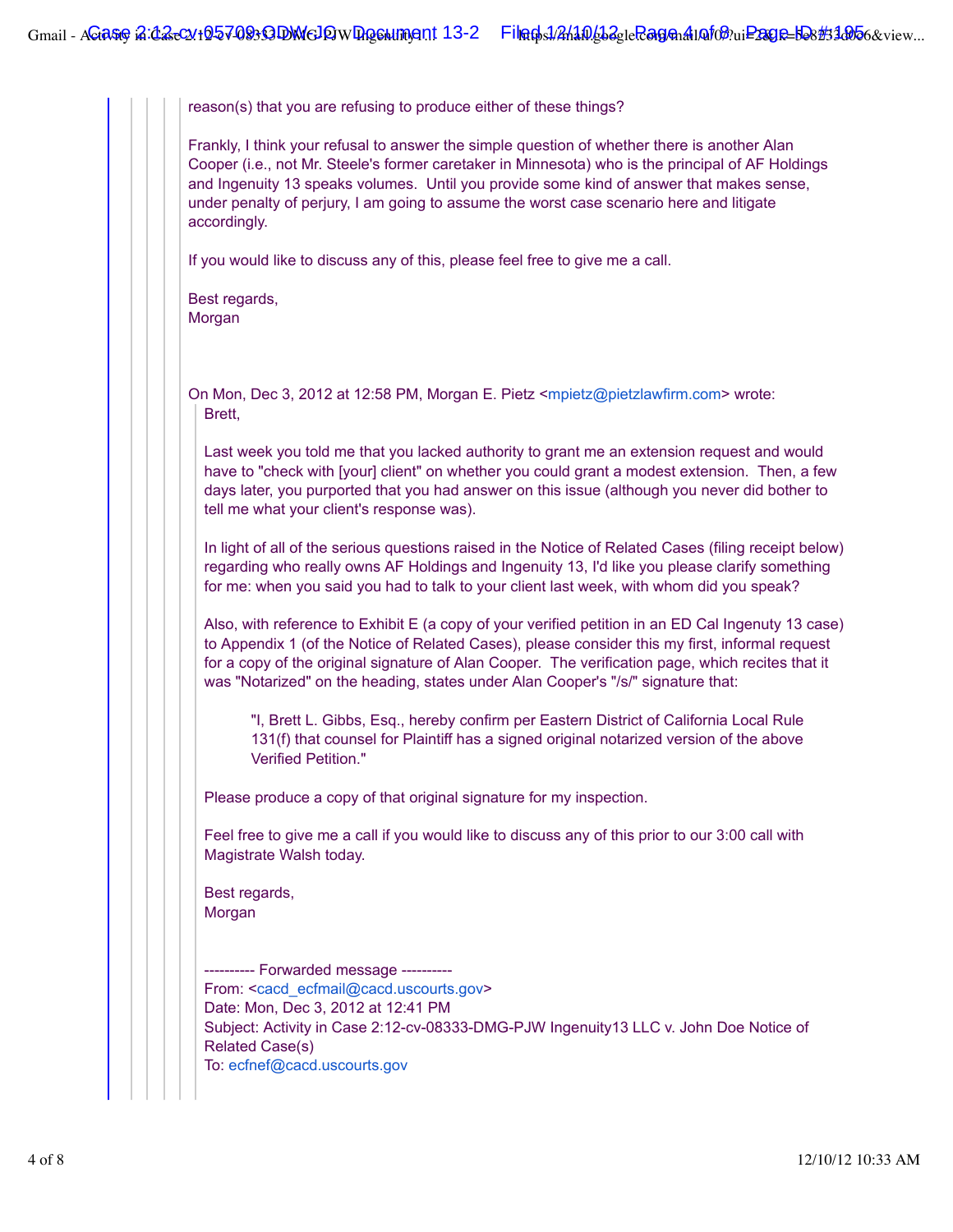reason(s) that you are refusing to produce either of these things?

Frankly, I think your refusal to answer the simple question of whether there is another Alan Cooper (i.e., not Mr. Steele's former caretaker in Minnesota) who is the principal of AF Holdings and Ingenuity 13 speaks volumes. Until you provide some kind of answer that makes sense, under penalty of perjury, I am going to assume the worst case scenario here and litigate accordingly.

If you would like to discuss any of this, please feel free to give me a call.

Best regards,
Morgan

On Mon, Dec 3, 2012 at 12:58 PM, Morgan E. Pietz <mpietz@pietzlawfirm.com> wrote:

> Brett,
>
> Last week you told me that you lacked authority to grant me an extension request and would have to "check with [your] client" on whether you could grant a modest extension. Then, a few days later, you purported that you had answer on this issue (although you never did bother to tell me what your client's response was).
>
> In light of all of the serious questions raised in the Notice of Related Cases (filing receipt below) regarding who really owns AF Holdings and Ingenuity 13, I'd like you please clarify something for me: when you said you had to talk to your client last week, with whom did you speak?
>
> Also, with reference to Exhibit E (a copy of your verified petition in an ED Cal Ingenuty 13 case) to Appendix 1 (of the Notice of Related Cases), please consider this my first, informal request for a copy of the original signature of Alan Cooper. The verification page, which recites that it was "Notarized" on the heading, states under Alan Cooper's "/s/" signature that:
>
> > "I, Brett L. Gibbs, Esq., hereby confirm per Eastern District of California Local Rule 131(f) that counsel for Plaintiff has a signed original notarized version of the above Verified Petition."
>
> Please produce a copy of that original signature for my inspection.
>
> Feel free to give me a call if you would like to discuss any of this prior to our 3:00 call with Magistrate Walsh today.
>
> Best regards,
> Morgan
>
> ---------- Forwarded message ----------
> From: <cacd_ecfmail@cacd.uscourts.gov>
> Date: Mon, Dec 3, 2012 at 12:41 PM
> Subject: Activity in Case 2:12-cv-08333-DMG-PJW Ingenuity13 LLC v. John Doe Notice of Related Case(s)
> To: ecfnef@cacd.uscourts.gov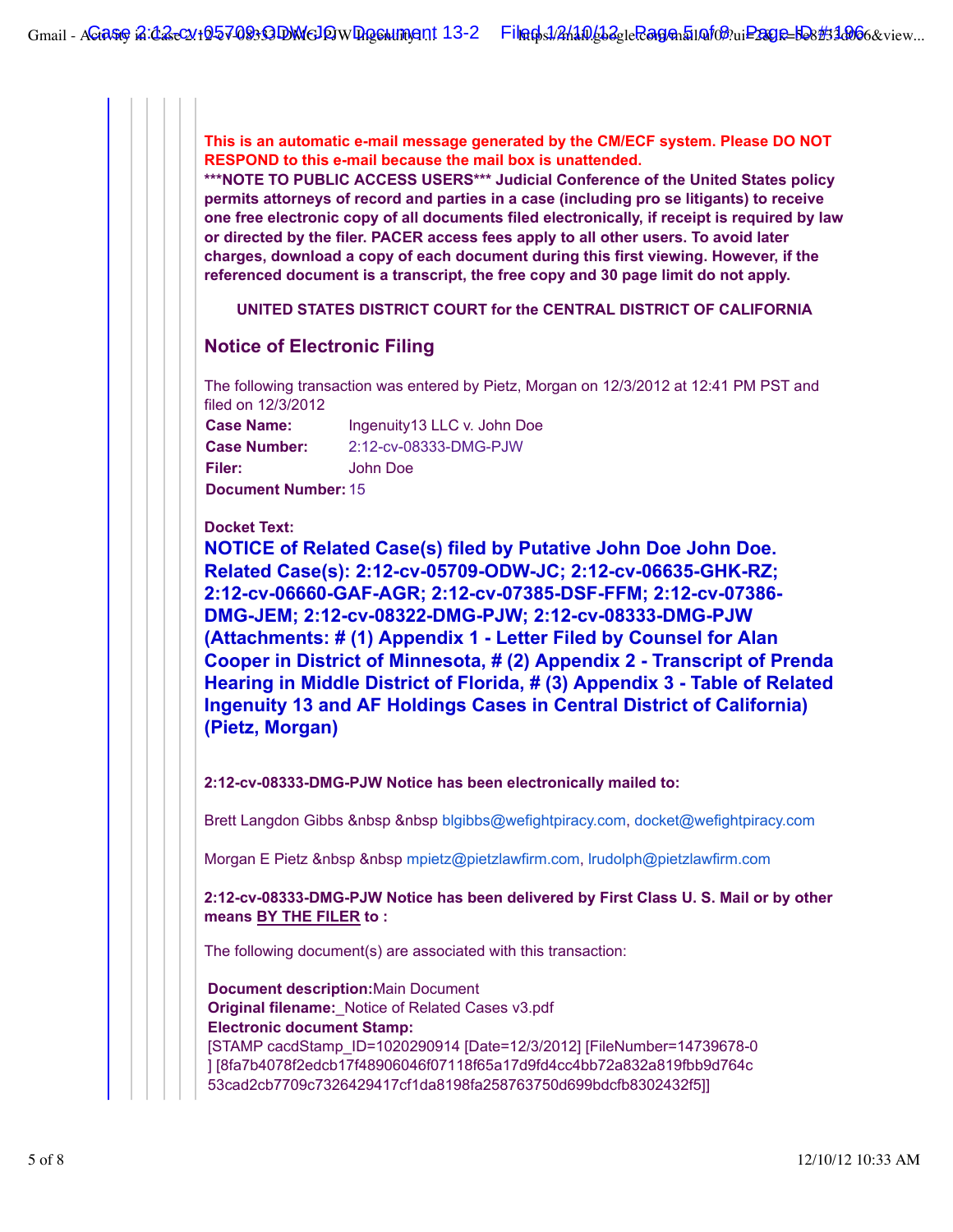**This is an automatic e-mail message generated by the CM/ECF system. Please DO NOT RESPOND to this e-mail because the mail box is unattended.**

**\*\*\*NOTE TO PUBLIC ACCESS USERS\*\*\* Judicial Conference of the United States policy permits attorneys of record and parties in a case (including pro se litigants) to receive one free electronic copy of all documents filed electronically, if receipt is required by law or directed by the filer. PACER access fees apply to all other users. To avoid later charges, download a copy of each document during this first viewing. However, if the referenced document is a transcript, the free copy and 30 page limit do not apply.**

**UNITED STATES DISTRICT COURT for the CENTRAL DISTRICT OF CALIFORNIA**

## Notice of Electronic Filing

The following transaction was entered by Pietz, Morgan on 12/3/2012 at 12:41 PM PST and filed on 12/3/2012

| | |
|---|---|
| **Case Name:** | Ingenuity13 LLC v. John Doe |
| **Case Number:** | 2:12-cv-08333-DMG-PJW |
| **Filer:** | John Doe |
| **Document Number:** | 15 |

**Docket Text:**

**NOTICE of Related Case(s) filed by Putative John Doe John Doe. Related Case(s): 2:12-cv-05709-ODW-JC; 2:12-cv-06635-GHK-RZ; 2:12-cv-06660-GAF-AGR; 2:12-cv-07385-DSF-FFM; 2:12-cv-07386-DMG-JEM; 2:12-cv-08322-DMG-PJW; 2:12-cv-08333-DMG-PJW (Attachments: # (1) Appendix 1 - Letter Filed by Counsel for Alan Cooper in District of Minnesota, # (2) Appendix 2 - Transcript of Prenda Hearing in Middle District of Florida, # (3) Appendix 3 - Table of Related Ingenuity 13 and AF Holdings Cases in Central District of California) (Pietz, Morgan)**

**2:12-cv-08333-DMG-PJW Notice has been electronically mailed to:**

Brett Langdon Gibbs &nbsp &nbsp blgibbs@wefightpiracy.com, docket@wefightpiracy.com

Morgan E Pietz &nbsp &nbsp mpietz@pietzlawfirm.com, lrudolph@pietzlawfirm.com

**2:12-cv-08333-DMG-PJW Notice has been delivered by First Class U. S. Mail or by other means BY THE FILER to :**

The following document(s) are associated with this transaction:

**Document description:** Main Document
**Original filename:** _Notice of Related Cases v3.pdf
**Electronic document Stamp:**
[STAMP cacdStamp_ID=1020290914 [Date=12/3/2012] [FileNumber=14739678-0] [8fa7b4078f2edcb17f48906046f07118f65a17d9fd4cc4bb72a832a819fbb9d764c53cad2cb7709c7326429417cf1da8198fa258763750d699bdcfb8302432f5]]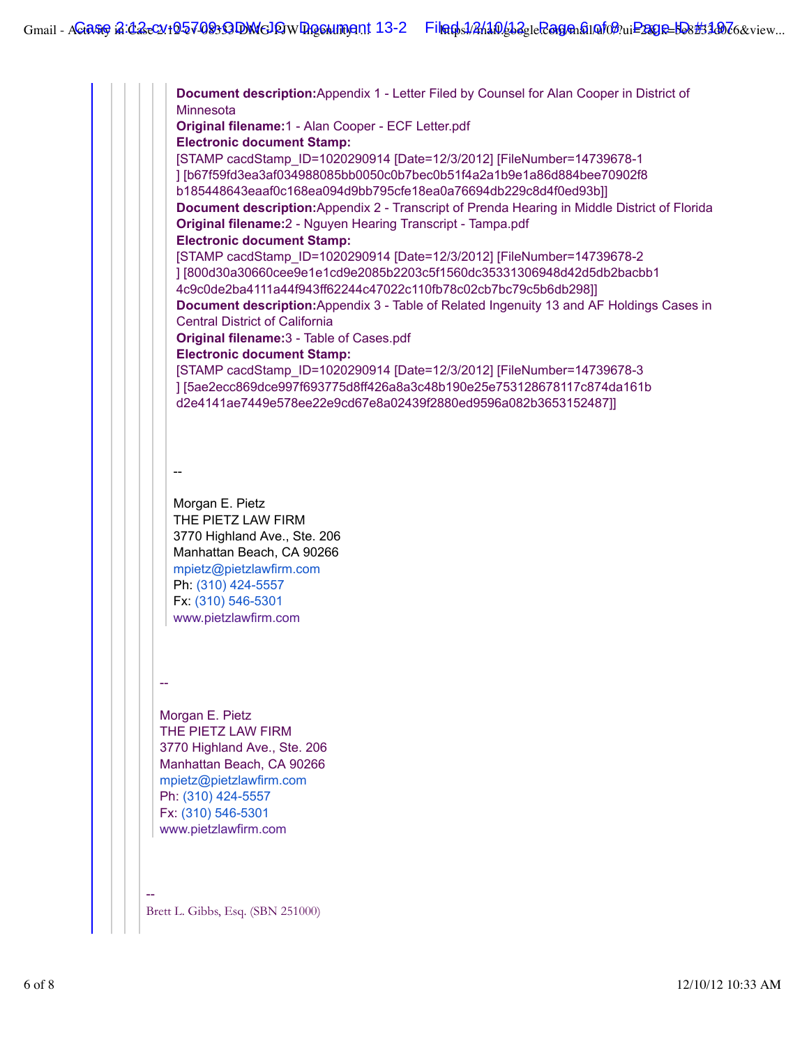**Document description:**Appendix 1 - Letter Filed by Counsel for Alan Cooper in District of Minnesota
**Original filename:**1 - Alan Cooper - ECF Letter.pdf
**Electronic document Stamp:**
[STAMP cacdStamp_ID=1020290914 [Date=12/3/2012] [FileNumber=14739678-1
] [b67f59fd3ea3af034988085bb0050c0b7bec0b51f4a2a1b9e1a86d884bee70902f8
b185448643eaaf0c168ea094d9bb795cfe18ea0a76694db229c8d4f0ed93b]]
**Document description:**Appendix 2 - Transcript of Prenda Hearing in Middle District of Florida
**Original filename:**2 - Nguyen Hearing Transcript - Tampa.pdf
**Electronic document Stamp:**
[STAMP cacdStamp_ID=1020290914 [Date=12/3/2012] [FileNumber=14739678-2
] [800d30a30660cee9e1e1cd9e2085b2203c5f1560dc35331306948d42d5db2bacbb1
4c9c0de2ba4111a44f943ff62244c47022c110fb78c02cb7bc79c5b6db298]]
**Document description:**Appendix 3 - Table of Related Ingenuity 13 and AF Holdings Cases in Central District of California
**Original filename:**3 - Table of Cases.pdf
**Electronic document Stamp:**
[STAMP cacdStamp_ID=1020290914 [Date=12/3/2012] [FileNumber=14739678-3
] [5ae2ecc869dce997f693775d8ff426a8a3c48b190e25e753128678117c874da161b
d2e4141ae7449e578ee22e9cd67e8a02439f2880ed9596a082b3653152487]]

--

Morgan E. Pietz
THE PIETZ LAW FIRM
3770 Highland Ave., Ste. 206
Manhattan Beach, CA 90266
mpietz@pietzlawfirm.com
Ph: (310) 424-5557
Fx: (310) 546-5301
www.pietzlawfirm.com

--

Morgan E. Pietz
THE PIETZ LAW FIRM
3770 Highland Ave., Ste. 206
Manhattan Beach, CA 90266
mpietz@pietzlawfirm.com
Ph: (310) 424-5557
Fx: (310) 546-5301
www.pietzlawfirm.com

--
Brett L. Gibbs, Esq. (SBN 251000)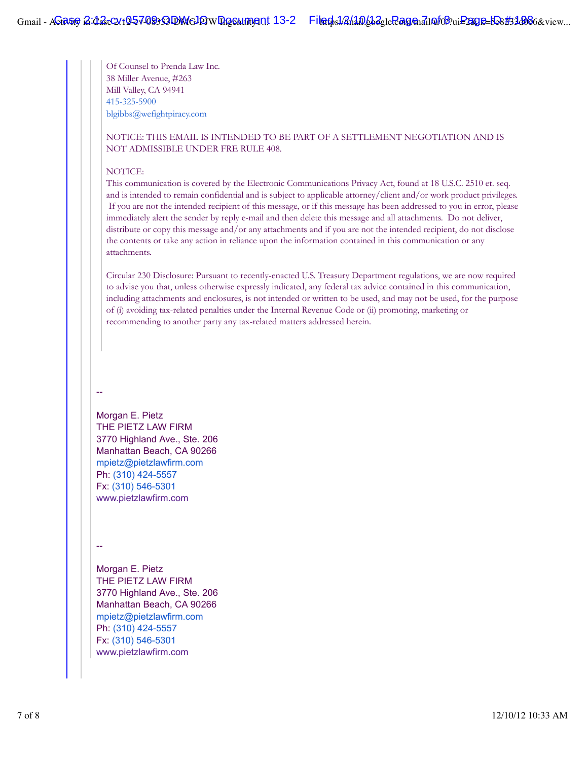Of Counsel to Prenda Law Inc.
38 Miller Avenue, #263
Mill Valley, CA 94941
415-325-5900
blgibbs@wefightpiracy.com

NOTICE: THIS EMAIL IS INTENDED TO BE PART OF A SETTLEMENT NEGOTIATION AND IS NOT ADMISSIBLE UNDER FRE RULE 408.

NOTICE:
This communication is covered by the Electronic Communications Privacy Act, found at 18 U.S.C. 2510 et. seq. and is intended to remain confidential and is subject to applicable attorney/client and/or work product privileges. If you are not the intended recipient of this message, or if this message has been addressed to you in error, please immediately alert the sender by reply e-mail and then delete this message and all attachments. Do not deliver, distribute or copy this message and/or any attachments and if you are not the intended recipient, do not disclose the contents or take any action in reliance upon the information contained in this communication or any attachments.

Circular 230 Disclosure: Pursuant to recently-enacted U.S. Treasury Department regulations, we are now required to advise you that, unless otherwise expressly indicated, any federal tax advice contained in this communication, including attachments and enclosures, is not intended or written to be used, and may not be used, for the purpose of (i) avoiding tax-related penalties under the Internal Revenue Code or (ii) promoting, marketing or recommending to another party any tax-related matters addressed herein.

--

Morgan E. Pietz
THE PIETZ LAW FIRM
3770 Highland Ave., Ste. 206
Manhattan Beach, CA 90266
mpietz@pietzlawfirm.com
Ph: (310) 424-5557
Fx: (310) 546-5301
www.pietzlawfirm.com

--

Morgan E. Pietz
THE PIETZ LAW FIRM
3770 Highland Ave., Ste. 206
Manhattan Beach, CA 90266
mpietz@pietzlawfirm.com
Ph: (310) 424-5557
Fx: (310) 546-5301
www.pietzlawfirm.com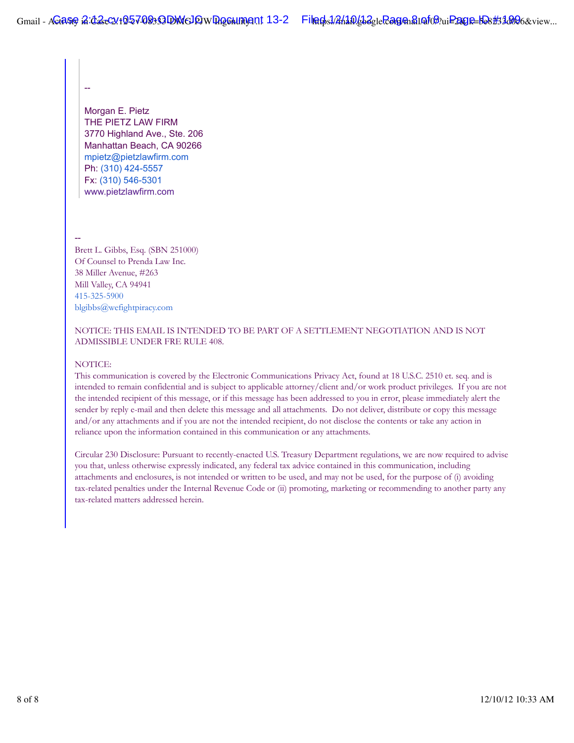--

Morgan E. Pietz
THE PIETZ LAW FIRM
3770 Highland Ave., Ste. 206
Manhattan Beach, CA 90266
mpietz@pietzlawfirm.com
Ph: (310) 424-5557
Fx: (310) 546-5301
www.pietzlawfirm.com

--
Brett L. Gibbs, Esq. (SBN 251000)
Of Counsel to Prenda Law Inc.
38 Miller Avenue, #263
Mill Valley, CA 94941
415-325-5900
blgibbs@wefightpiracy.com

NOTICE: THIS EMAIL IS INTENDED TO BE PART OF A SETTLEMENT NEGOTIATION AND IS NOT ADMISSIBLE UNDER FRE RULE 408.

NOTICE:
This communication is covered by the Electronic Communications Privacy Act, found at 18 U.S.C. 2510 et. seq. and is intended to remain confidential and is subject to applicable attorney/client and/or work product privileges. If you are not the intended recipient of this message, or if this message has been addressed to you in error, please immediately alert the sender by reply e-mail and then delete this message and all attachments. Do not deliver, distribute or copy this message and/or any attachments and if you are not the intended recipient, do not disclose the contents or take any action in reliance upon the information contained in this communication or any attachments.

Circular 230 Disclosure: Pursuant to recently-enacted U.S. Treasury Department regulations, we are now required to advise you that, unless otherwise expressly indicated, any federal tax advice contained in this communication, including attachments and enclosures, is not intended or written to be used, and may not be used, for the purpose of (i) avoiding tax-related penalties under the Internal Revenue Code or (ii) promoting, marketing or recommending to another party any tax-related matters addressed herein.